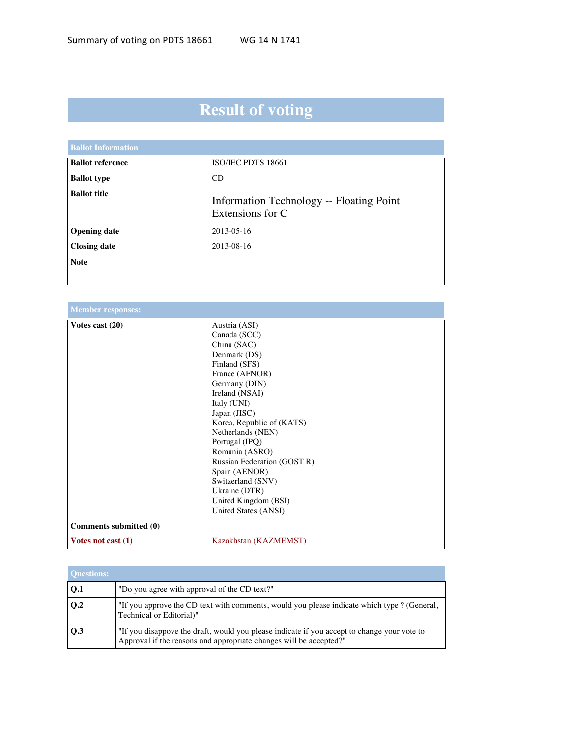Summary of voting on PDTS 18661 WG 14 N 1741

# Result of voting

## Ballot Information

| | |
|---|---|
| **Ballot reference** | ISO/IEC PDTS 18661 |
| **Ballot type** | CD |
| **Ballot title** | Information Technology -- Floating Point Extensions for C |
| **Opening date** | 2013-05-16 |
| **Closing date** | 2013-08-16 |
| **Note** | |

## Member responses:

| | |
|---|---|
| **Votes cast (20)** | Austria (ASI)<br>Canada (SCC)<br>China (SAC)<br>Denmark (DS)<br>Finland (SFS)<br>France (AFNOR)<br>Germany (DIN)<br>Ireland (NSAI)<br>Italy (UNI)<br>Japan (JISC)<br>Korea, Republic of (KATS)<br>Netherlands (NEN)<br>Portugal (IPQ)<br>Romania (ASRO)<br>Russian Federation (GOST R)<br>Spain (AENOR)<br>Switzerland (SNV)<br>Ukraine (DTR)<br>United Kingdom (BSI)<br>United States (ANSI) |
| **Comments submitted (0)** | |
| **Votes not cast (1)** | Kazakhstan (KAZMEMST) |

## Questions:

| | |
|---|---|
| **Q.1** | "Do you agree with approval of the CD text?" |
| **Q.2** | "If you approve the CD text with comments, would you please indicate which type ? (General, Technical or Editorial)" |
| **Q.3** | "If you disappove the draft, would you please indicate if you accept to change your vote to Approval if the reasons and appropriate changes will be accepted?" |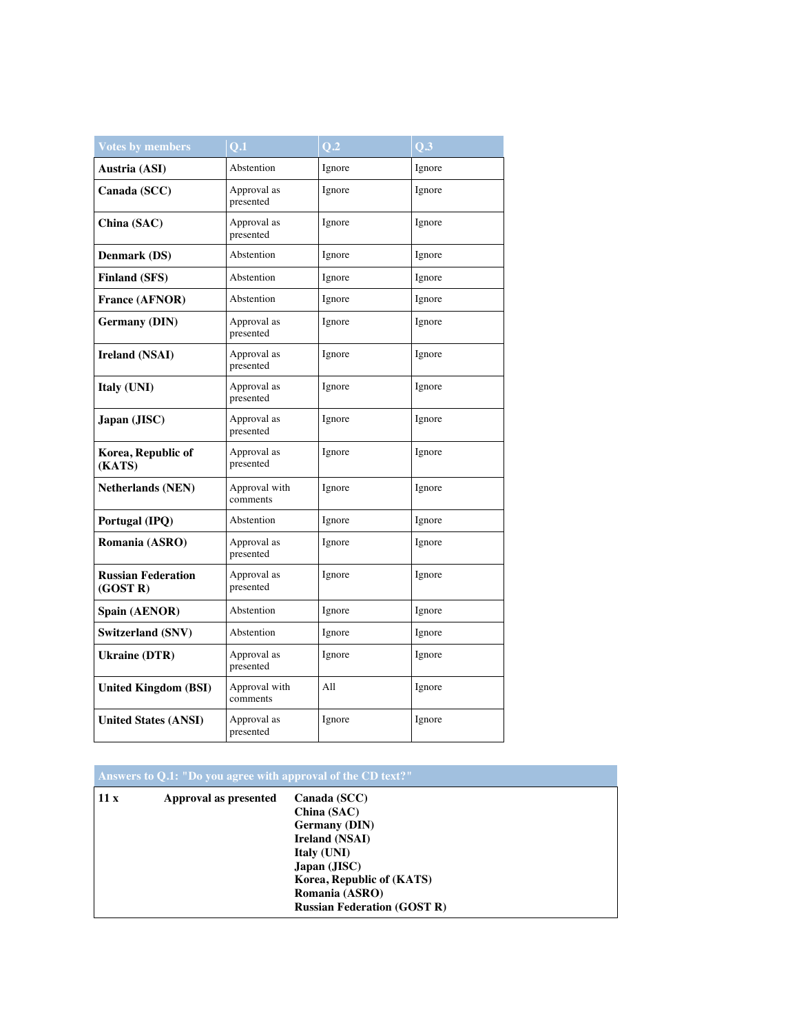| Votes by members | Q.1 | Q.2 | Q.3 |
|---|---|---|---|
| **Austria (ASI)** | Abstention | Ignore | Ignore |
| **Canada (SCC)** | Approval as presented | Ignore | Ignore |
| **China (SAC)** | Approval as presented | Ignore | Ignore |
| **Denmark (DS)** | Abstention | Ignore | Ignore |
| **Finland (SFS)** | Abstention | Ignore | Ignore |
| **France (AFNOR)** | Abstention | Ignore | Ignore |
| **Germany (DIN)** | Approval as presented | Ignore | Ignore |
| **Ireland (NSAI)** | Approval as presented | Ignore | Ignore |
| **Italy (UNI)** | Approval as presented | Ignore | Ignore |
| **Japan (JISC)** | Approval as presented | Ignore | Ignore |
| **Korea, Republic of (KATS)** | Approval as presented | Ignore | Ignore |
| **Netherlands (NEN)** | Approval with comments | Ignore | Ignore |
| **Portugal (IPQ)** | Abstention | Ignore | Ignore |
| **Romania (ASRO)** | Approval as presented | Ignore | Ignore |
| **Russian Federation (GOST R)** | Approval as presented | Ignore | Ignore |
| **Spain (AENOR)** | Abstention | Ignore | Ignore |
| **Switzerland (SNV)** | Abstention | Ignore | Ignore |
| **Ukraine (DTR)** | Approval as presented | Ignore | Ignore |
| **United Kingdom (BSI)** | Approval with comments | All | Ignore |
| **United States (ANSI)** | Approval as presented | Ignore | Ignore |

| Answers to Q.1: "Do you agree with approval of the CD text?" | | |
|---|---|---|
| **11 x** | **Approval as presented** | **Canada (SCC)**<br>**China (SAC)**<br>**Germany (DIN)**<br>**Ireland (NSAI)**<br>**Italy (UNI)**<br>**Japan (JISC)**<br>**Korea, Republic of (KATS)**<br>**Romania (ASRO)**<br>**Russian Federation (GOST R)** |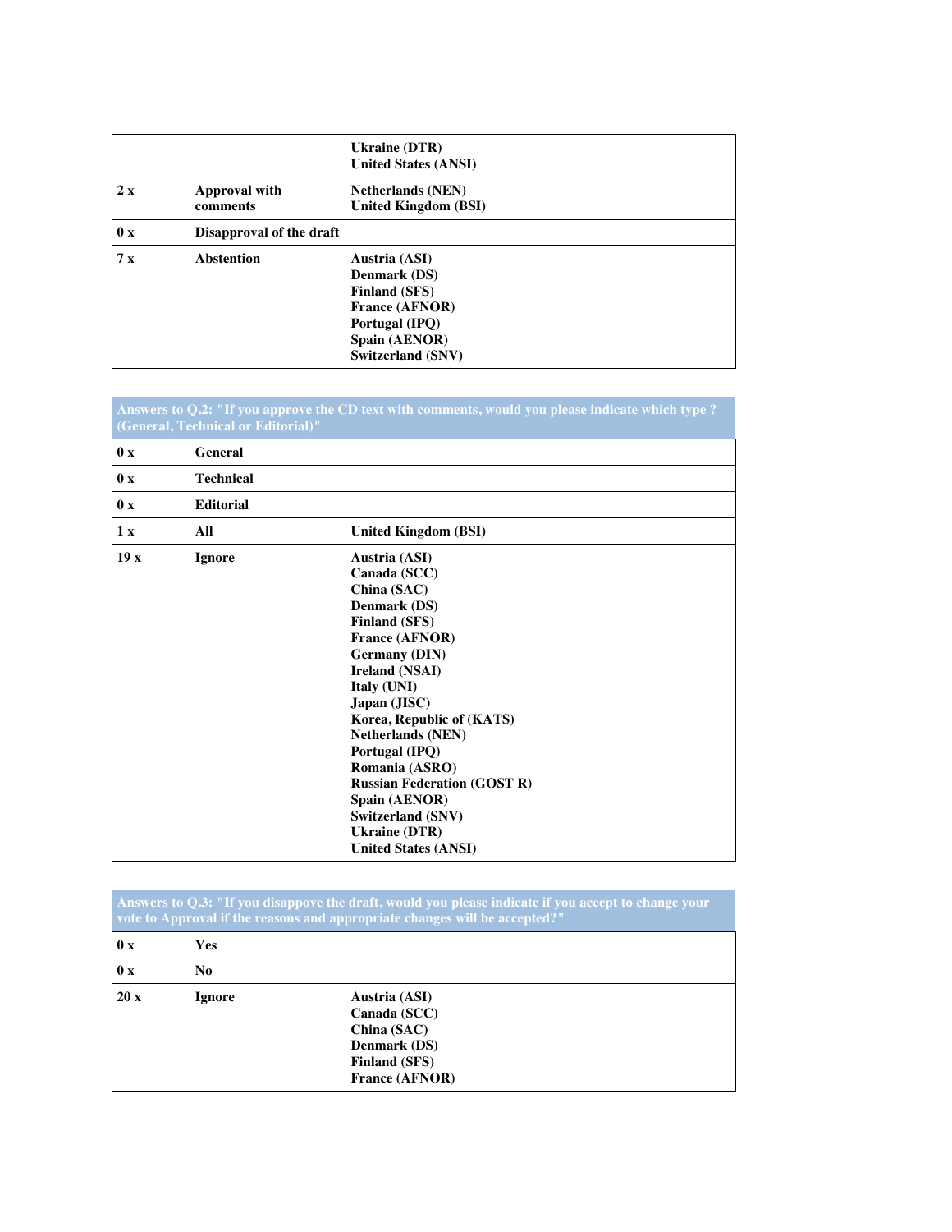| | | |
|---|---|---|
| | | Ukraine (DTR)<br>United States (ANSI) |
| 2 x | Approval with comments | Netherlands (NEN)<br>United Kingdom (BSI) |
| 0 x | Disapproval of the draft | |
| 7 x | Abstention | Austria (ASI)<br>Denmark (DS)<br>Finland (SFS)<br>France (AFNOR)<br>Portugal (IPQ)<br>Spain (AENOR)<br>Switzerland (SNV) |

**Answers to Q.2: "If you approve the CD text with comments, would you please indicate which type ? (General, Technical or Editorial)"**

| | | |
|---|---|---|
| 0 x | General | |
| 0 x | Technical | |
| 0 x | Editorial | |
| 1 x | All | United Kingdom (BSI) |
| 19 x | Ignore | Austria (ASI)<br>Canada (SCC)<br>China (SAC)<br>Denmark (DS)<br>Finland (SFS)<br>France (AFNOR)<br>Germany (DIN)<br>Ireland (NSAI)<br>Italy (UNI)<br>Japan (JISC)<br>Korea, Republic of (KATS)<br>Netherlands (NEN)<br>Portugal (IPQ)<br>Romania (ASRO)<br>Russian Federation (GOST R)<br>Spain (AENOR)<br>Switzerland (SNV)<br>Ukraine (DTR)<br>United States (ANSI) |

**Answers to Q.3: "If you disappove the draft, would you please indicate if you accept to change your vote to Approval if the reasons and appropriate changes will be accepted?"**

| | | |
|---|---|---|
| 0 x | Yes | |
| 0 x | No | |
| 20 x | Ignore | Austria (ASI)<br>Canada (SCC)<br>China (SAC)<br>Denmark (DS)<br>Finland (SFS)<br>France (AFNOR) |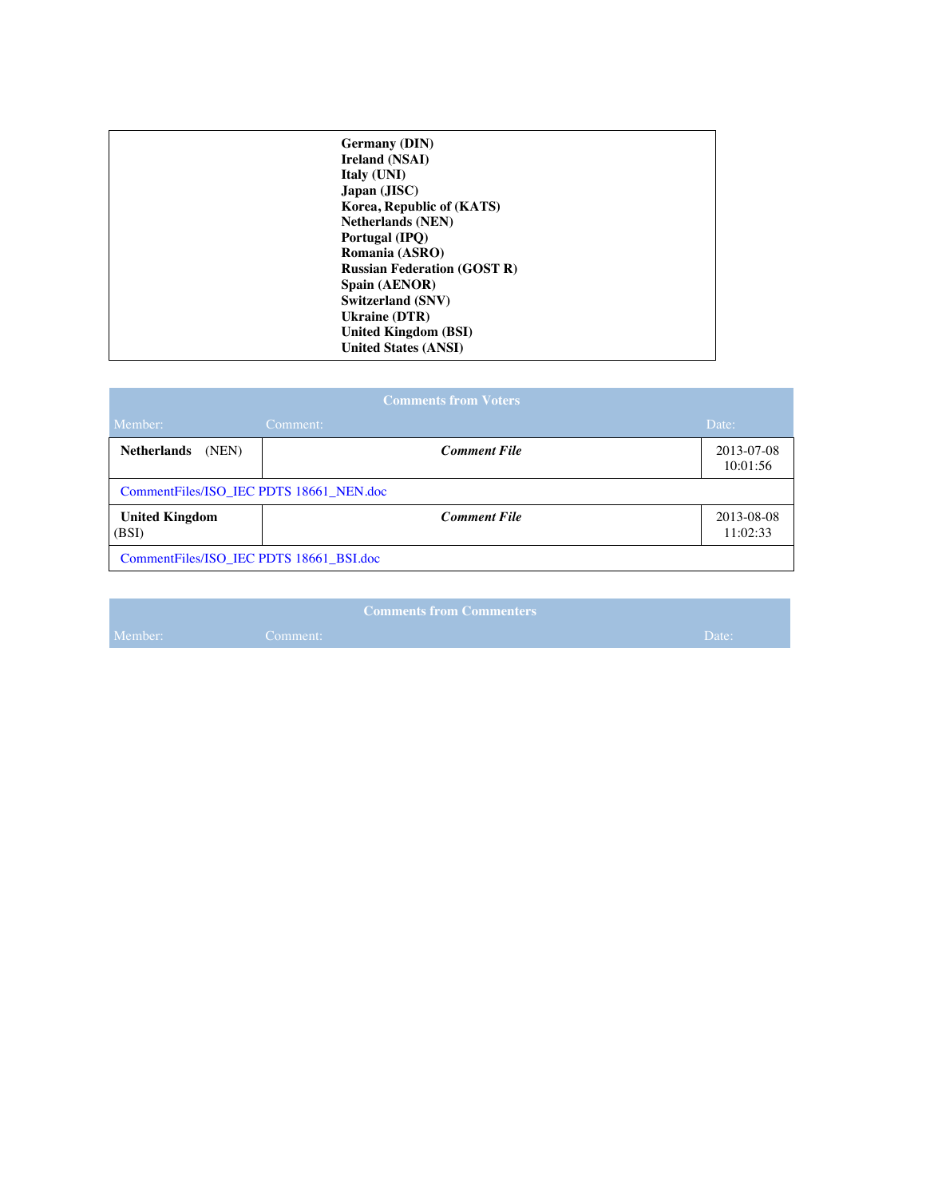| | |
|---|---|
| | **Germany (DIN)**<br>**Ireland (NSAI)**<br>**Italy (UNI)**<br>**Japan (JISC)**<br>**Korea, Republic of (KATS)**<br>**Netherlands (NEN)**<br>**Portugal (IPQ)**<br>**Romania (ASRO)**<br>**Russian Federation (GOST R)**<br>**Spain (AENOR)**<br>**Switzerland (SNV)**<br>**Ukraine (DTR)**<br>**United Kingdom (BSI)**<br>**United States (ANSI)** |

**Comments from Voters**

| Member: | Comment: | Date: |
|---|---|---|
| **Netherlands** (NEN) | ***Comment File*** | 2013-07-08 10:01:56 |
| CommentFiles/ISO_IEC PDTS 18661_NEN.doc | | |
| **United Kingdom** (BSI) | ***Comment File*** | 2013-08-08 11:02:33 |
| CommentFiles/ISO_IEC PDTS 18661_BSI.doc | | |

**Comments from Commenters**

| Member: | Comment: | Date: |
|---|---|---|